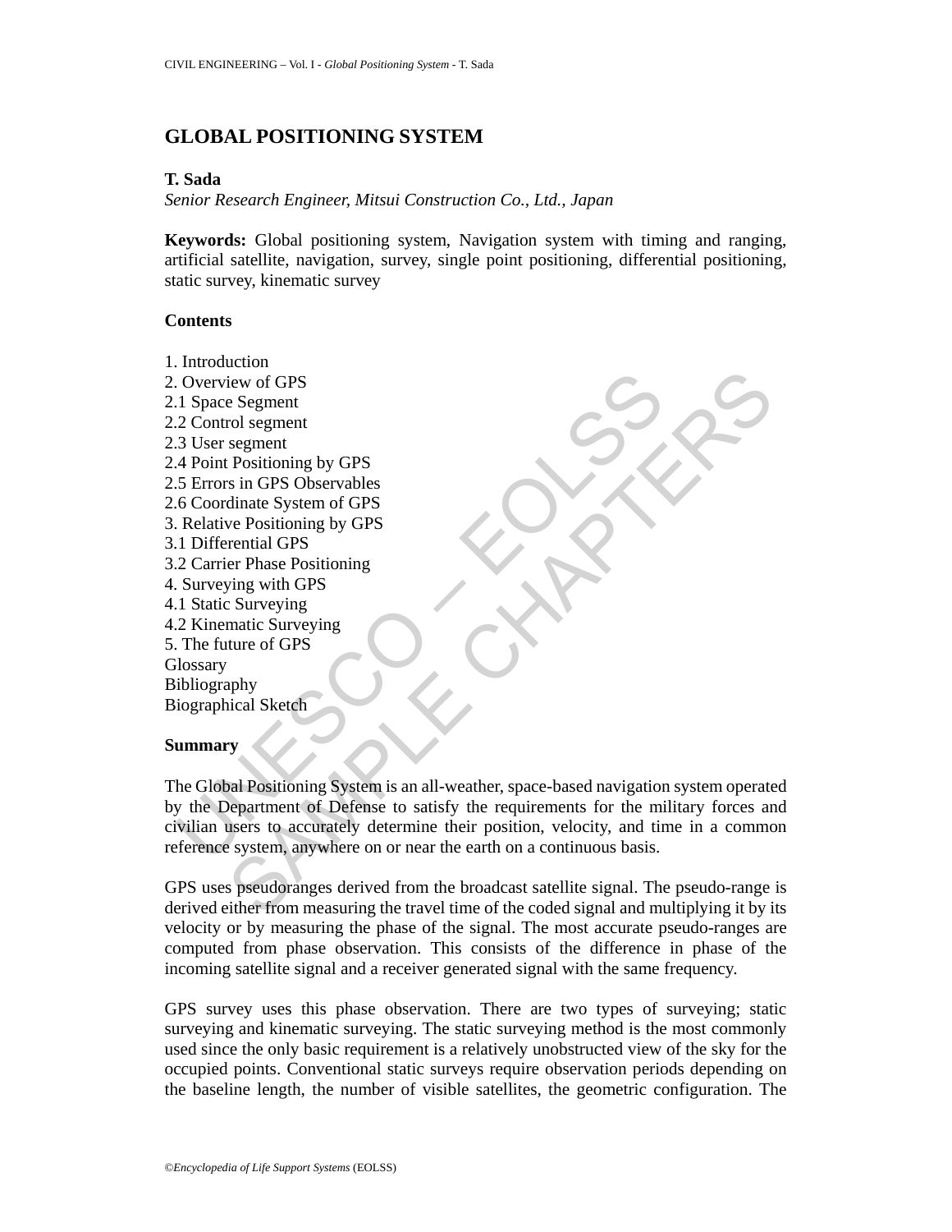# GLOBAL POSITIONING SYSTEM

**T. Sada**
*Senior Research Engineer, Mitsui Construction Co., Ltd., Japan*

**Keywords:** Global positioning system, Navigation system with timing and ranging, artificial satellite, navigation, survey, single point positioning, differential positioning, static survey, kinematic survey

## Contents

1. Introduction
2. Overview of GPS
2.1 Space Segment
2.2 Control segment
2.3 User segment
2.4 Point Positioning by GPS
2.5 Errors in GPS Observables
2.6 Coordinate System of GPS
3. Relative Positioning by GPS
3.1 Differential GPS
3.2 Carrier Phase Positioning
4. Surveying with GPS
4.1 Static Surveying
4.2 Kinematic Surveying
5. The future of GPS
Glossary
Bibliography
Biographical Sketch

## Summary

The Global Positioning System is an all-weather, space-based navigation system operated by the Department of Defense to satisfy the requirements for the military forces and civilian users to accurately determine their position, velocity, and time in a common reference system, anywhere on or near the earth on a continuous basis.

GPS uses pseudoranges derived from the broadcast satellite signal. The pseudo-range is derived either from measuring the travel time of the coded signal and multiplying it by its velocity or by measuring the phase of the signal. The most accurate pseudo-ranges are computed from phase observation. This consists of the difference in phase of the incoming satellite signal and a receiver generated signal with the same frequency.

GPS survey uses this phase observation. There are two types of surveying; static surveying and kinematic surveying. The static surveying method is the most commonly used since the only basic requirement is a relatively unobstructed view of the sky for the occupied points. Conventional static surveys require observation periods depending on the baseline length, the number of visible satellites, the geometric configuration. The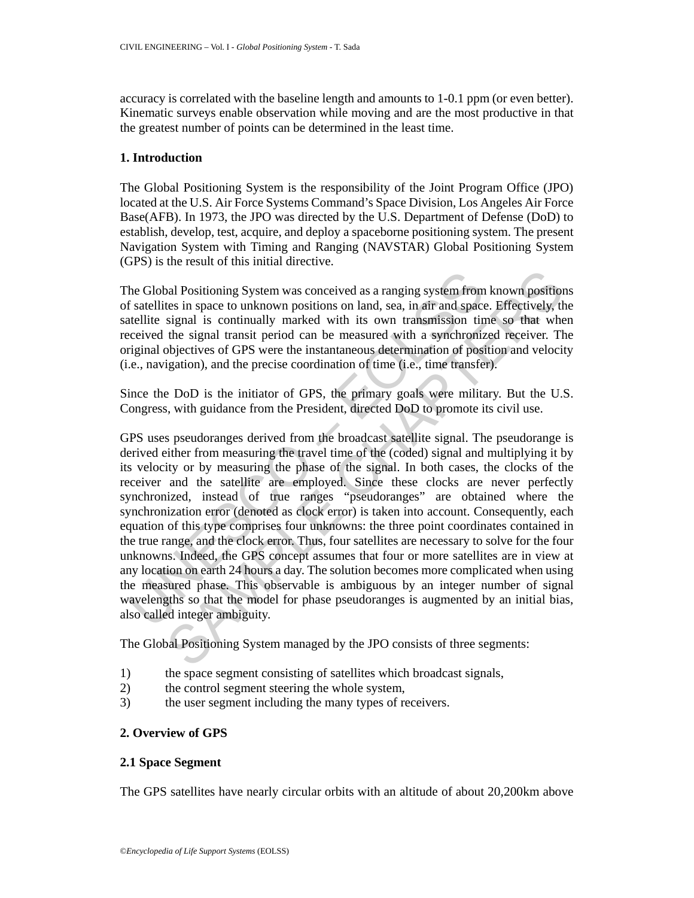accuracy is correlated with the baseline length and amounts to 1-0.1 ppm (or even better). Kinematic surveys enable observation while moving and are the most productive in that the greatest number of points can be determined in the least time.

## 1. Introduction

The Global Positioning System is the responsibility of the Joint Program Office (JPO) located at the U.S. Air Force Systems Command's Space Division, Los Angeles Air Force Base(AFB). In 1973, the JPO was directed by the U.S. Department of Defense (DoD) to establish, develop, test, acquire, and deploy a spaceborne positioning system. The present Navigation System with Timing and Ranging (NAVSTAR) Global Positioning System (GPS) is the result of this initial directive.

The Global Positioning System was conceived as a ranging system from known positions of satellites in space to unknown positions on land, sea, in air and space. Effectively, the satellite signal is continually marked with its own transmission time so that when received the signal transit period can be measured with a synchronized receiver. The original objectives of GPS were the instantaneous determination of position and velocity (i.e., navigation), and the precise coordination of time (i.e., time transfer).

Since the DoD is the initiator of GPS, the primary goals were military. But the U.S. Congress, with guidance from the President, directed DoD to promote its civil use.

GPS uses pseudoranges derived from the broadcast satellite signal. The pseudorange is derived either from measuring the travel time of the (coded) signal and multiplying it by its velocity or by measuring the phase of the signal. In both cases, the clocks of the receiver and the satellite are employed. Since these clocks are never perfectly synchronized, instead of true ranges "pseudoranges" are obtained where the synchronization error (denoted as clock error) is taken into account. Consequently, each equation of this type comprises four unknowns: the three point coordinates contained in the true range, and the clock error. Thus, four satellites are necessary to solve for the four unknowns. Indeed, the GPS concept assumes that four or more satellites are in view at any location on earth 24 hours a day. The solution becomes more complicated when using the measured phase. This observable is ambiguous by an integer number of signal wavelengths so that the model for phase pseudoranges is augmented by an initial bias, also called integer ambiguity.

The Global Positioning System managed by the JPO consists of three segments:

1) the space segment consisting of satellites which broadcast signals,
2) the control segment steering the whole system,
3) the user segment including the many types of receivers.

## 2. Overview of GPS

### 2.1 Space Segment

The GPS satellites have nearly circular orbits with an altitude of about 20,200km above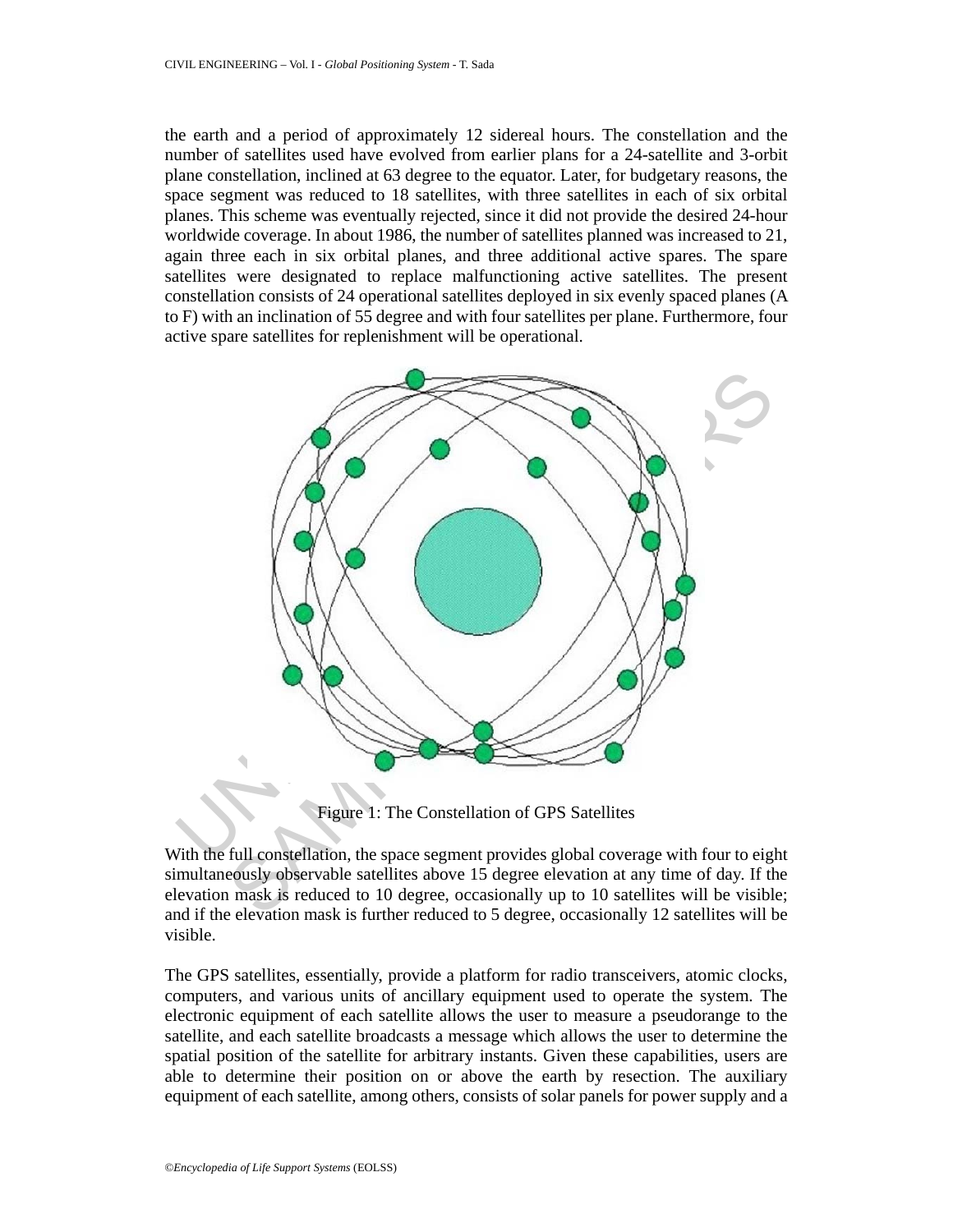the earth and a period of approximately 12 sidereal hours. The constellation and the number of satellites used have evolved from earlier plans for a 24-satellite and 3-orbit plane constellation, inclined at 63 degree to the equator. Later, for budgetary reasons, the space segment was reduced to 18 satellites, with three satellites in each of six orbital planes. This scheme was eventually rejected, since it did not provide the desired 24-hour worldwide coverage. In about 1986, the number of satellites planned was increased to 21, again three each in six orbital planes, and three additional active spares. The spare satellites were designated to replace malfunctioning active satellites. The present constellation consists of 24 operational satellites deployed in six evenly spaced planes (A to F) with an inclination of 55 degree and with four satellites per plane. Furthermore, four active spare satellites for replenishment will be operational.

Figure 1: The Constellation of GPS Satellites

With the full constellation, the space segment provides global coverage with four to eight simultaneously observable satellites above 15 degree elevation at any time of day. If the elevation mask is reduced to 10 degree, occasionally up to 10 satellites will be visible; and if the elevation mask is further reduced to 5 degree, occasionally 12 satellites will be visible.

The GPS satellites, essentially, provide a platform for radio transceivers, atomic clocks, computers, and various units of ancillary equipment used to operate the system. The electronic equipment of each satellite allows the user to measure a pseudorange to the satellite, and each satellite broadcasts a message which allows the user to determine the spatial position of the satellite for arbitrary instants. Given these capabilities, users are able to determine their position on or above the earth by resection. The auxiliary equipment of each satellite, among others, consists of solar panels for power supply and a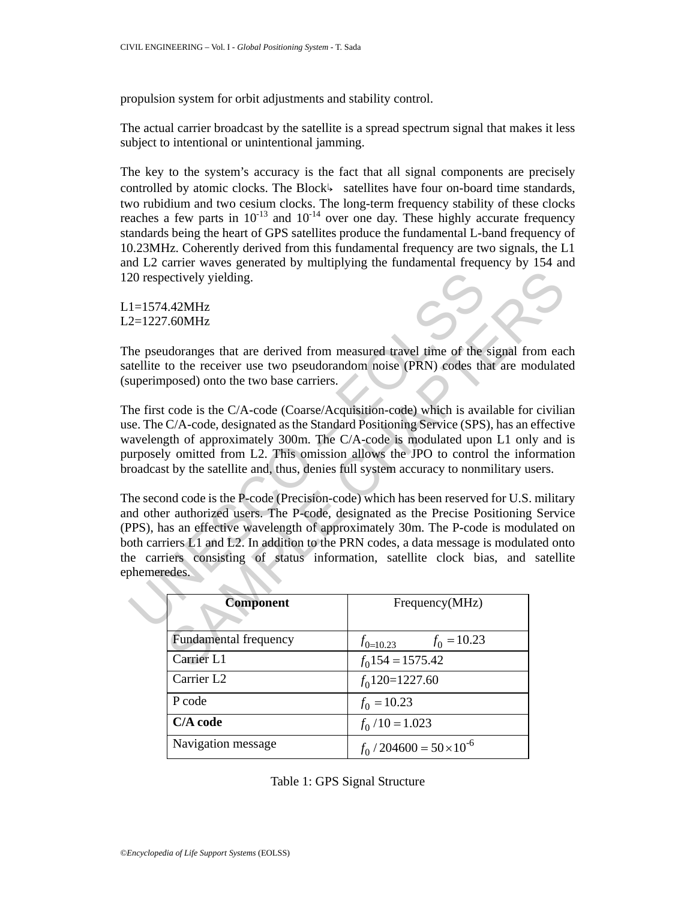propulsion system for orbit adjustments and stability control.

The actual carrier broadcast by the satellite is a spread spectrum signal that makes it less subject to intentional or unintentional jamming.

The key to the system's accuracy is the fact that all signal components are precisely controlled by atomic clocks. The Block↳ satellites have four on-board time standards, two rubidium and two cesium clocks. The long-term frequency stability of these clocks reaches a few parts in $10^{-13}$ and $10^{-14}$ over one day. These highly accurate frequency standards being the heart of GPS satellites produce the fundamental L-band frequency of 10.23MHz. Coherently derived from this fundamental frequency are two signals, the L1 and L2 carrier waves generated by multiplying the fundamental frequency by 154 and 120 respectively yielding.

L1=1574.42MHz
L2=1227.60MHz

The pseudoranges that are derived from measured travel time of the signal from each satellite to the receiver use two pseudorandom noise (PRN) codes that are modulated (superimposed) onto the two base carriers.

The first code is the C/A-code (Coarse/Acquisition-code) which is available for civilian use. The C/A-code, designated as the Standard Positioning Service (SPS), has an effective wavelength of approximately 300m. The C/A-code is modulated upon L1 only and is purposely omitted from L2. This omission allows the JPO to control the information broadcast by the satellite and, thus, denies full system accuracy to nonmilitary users.

The second code is the P-code (Precision-code) which has been reserved for U.S. military and other authorized users. The P-code, designated as the Precise Positioning Service (PPS), has an effective wavelength of approximately 30m. The P-code is modulated on both carriers L1 and L2. In addition to the PRN codes, a data message is modulated onto the carriers consisting of status information, satellite clock bias, and satellite ephemeredes.

| **Component** | Frequency(MHz) |
|---|---|
| Fundamental frequency | $f_{0=10.23}$ $\quad f_0 = 10.23$ |
| Carrier L1 | $f_0 154 = 1575.42$ |
| Carrier L2 | $f_0 120 = 1227.60$ |
| P code | $f_0 = 10.23$ |
| **C/A code** | $f_0 / 10 = 1.023$ |
| Navigation message | $f_0 / 204600 = 50 \times 10^{-6}$ |

Table 1: GPS Signal Structure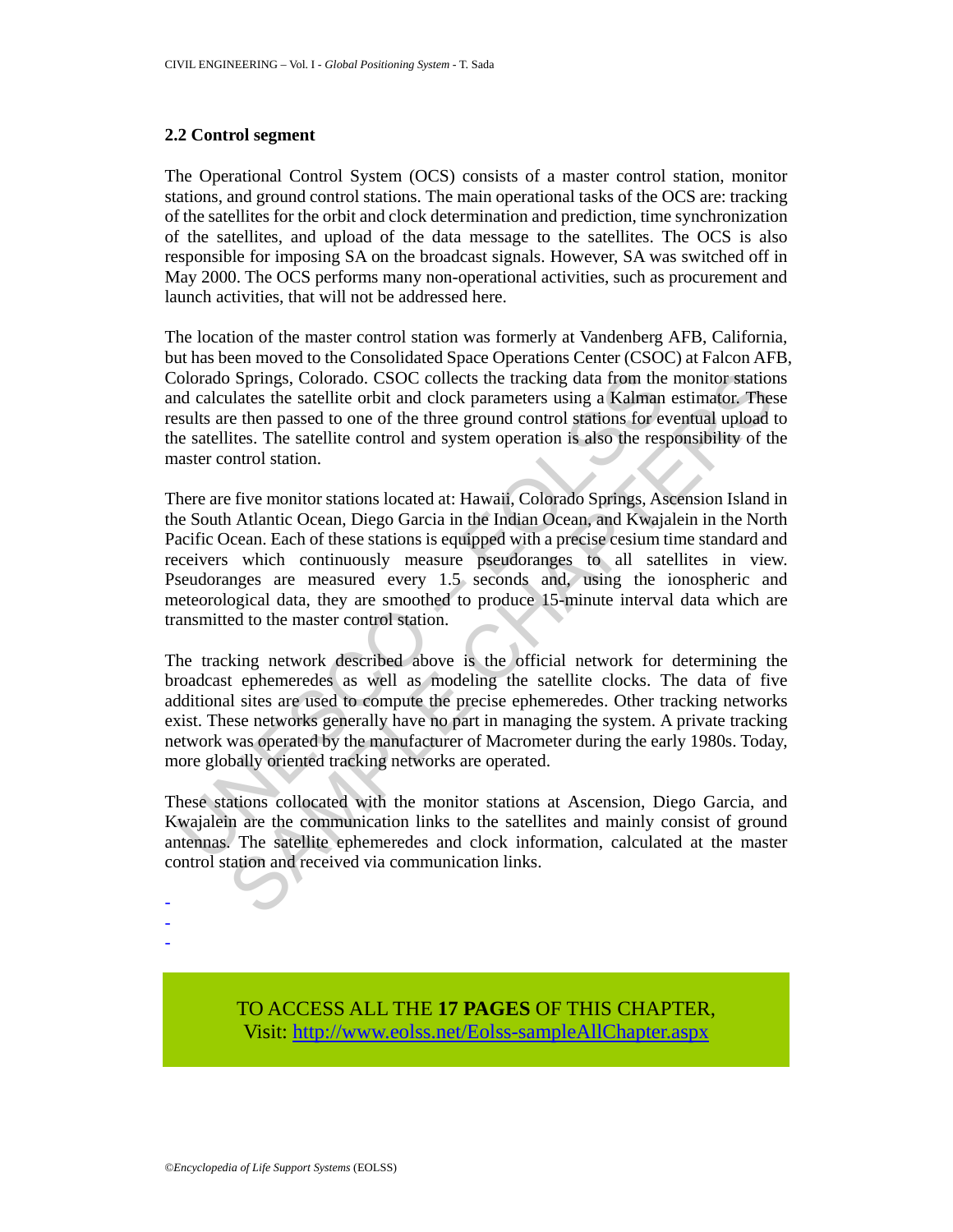### 2.2 Control segment

The Operational Control System (OCS) consists of a master control station, monitor stations, and ground control stations. The main operational tasks of the OCS are: tracking of the satellites for the orbit and clock determination and prediction, time synchronization of the satellites, and upload of the data message to the satellites. The OCS is also responsible for imposing SA on the broadcast signals. However, SA was switched off in May 2000. The OCS performs many non-operational activities, such as procurement and launch activities, that will not be addressed here.

The location of the master control station was formerly at Vandenberg AFB, California, but has been moved to the Consolidated Space Operations Center (CSOC) at Falcon AFB, Colorado Springs, Colorado. CSOC collects the tracking data from the monitor stations and calculates the satellite orbit and clock parameters using a Kalman estimator. These results are then passed to one of the three ground control stations for eventual upload to the satellites. The satellite control and system operation is also the responsibility of the master control station.

There are five monitor stations located at: Hawaii, Colorado Springs, Ascension Island in the South Atlantic Ocean, Diego Garcia in the Indian Ocean, and Kwajalein in the North Pacific Ocean. Each of these stations is equipped with a precise cesium time standard and receivers which continuously measure pseudoranges to all satellites in view. Pseudoranges are measured every 1.5 seconds and, using the ionospheric and meteorological data, they are smoothed to produce 15-minute interval data which are transmitted to the master control station.

The tracking network described above is the official network for determining the broadcast ephemeredes as well as modeling the satellite clocks. The data of five additional sites are used to compute the precise ephemeredes. Other tracking networks exist. These networks generally have no part in managing the system. A private tracking network was operated by the manufacturer of Macrometer during the early 1980s. Today, more globally oriented tracking networks are operated.

These stations collocated with the monitor stations at Ascension, Diego Garcia, and Kwajalein are the communication links to the satellites and mainly consist of ground antennas. The satellite ephemeredes and clock information, calculated at the master control station and received via communication links.

-
-
-

TO ACCESS ALL THE **17 PAGES** OF THIS CHAPTER,
Visit: http://www.eolss.net/Eolss-sampleAllChapter.aspx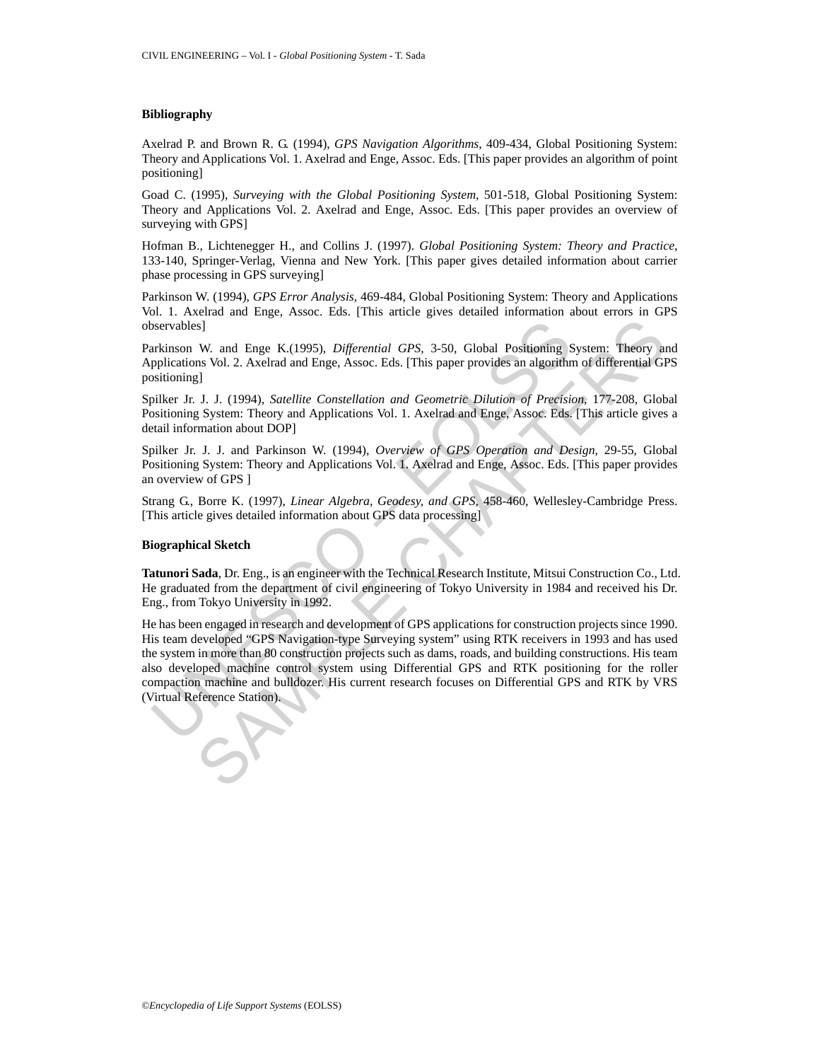## Bibliography

Axelrad P. and Brown R. G. (1994), *GPS Navigation Algorithms*, 409-434, Global Positioning System: Theory and Applications Vol. 1. Axelrad and Enge, Assoc. Eds. [This paper provides an algorithm of point positioning]

Goad C. (1995), *Surveying with the Global Positioning System*, 501-518, Global Positioning System: Theory and Applications Vol. 2. Axelrad and Enge, Assoc. Eds. [This paper provides an overview of surveying with GPS]

Hofman B., Lichtenegger H., and Collins J. (1997). *Global Positioning System: Theory and Practice*, 133-140, Springer-Verlag, Vienna and New York. [This paper gives detailed information about carrier phase processing in GPS surveying]

Parkinson W. (1994), *GPS Error Analysis*, 469-484, Global Positioning System: Theory and Applications Vol. 1. Axelrad and Enge, Assoc. Eds. [This article gives detailed information about errors in GPS observables]

Parkinson W. and Enge K.(1995), *Differential GPS*, 3-50, Global Positioning System: Theory and Applications Vol. 2. Axelrad and Enge, Assoc. Eds. [This paper provides an algorithm of differential GPS positioning]

Spilker Jr. J. J. (1994), *Satellite Constellation and Geometric Dilution of Precision*, 177-208, Global Positioning System: Theory and Applications Vol. 1. Axelrad and Enge, Assoc. Eds. [This article gives a detail information about DOP]

Spilker Jr. J. J. and Parkinson W. (1994), *Overview of GPS Operation and Design*, 29-55, Global Positioning System: Theory and Applications Vol. 1. Axelrad and Enge, Assoc. Eds. [This paper provides an overview of GPS ]

Strang G., Borre K. (1997), *Linear Algebra, Geodesy, and GPS*, 458-460, Wellesley-Cambridge Press. [This article gives detailed information about GPS data processing]

## Biographical Sketch

**Tatunori Sada**, Dr. Eng., is an engineer with the Technical Research Institute, Mitsui Construction Co., Ltd. He graduated from the department of civil engineering of Tokyo University in 1984 and received his Dr. Eng., from Tokyo University in 1992.

He has been engaged in research and development of GPS applications for construction projects since 1990. His team developed "GPS Navigation-type Surveying system" using RTK receivers in 1993 and has used the system in more than 80 construction projects such as dams, roads, and building constructions. His team also developed machine control system using Differential GPS and RTK positioning for the roller compaction machine and bulldozer. His current research focuses on Differential GPS and RTK by VRS (Virtual Reference Station).